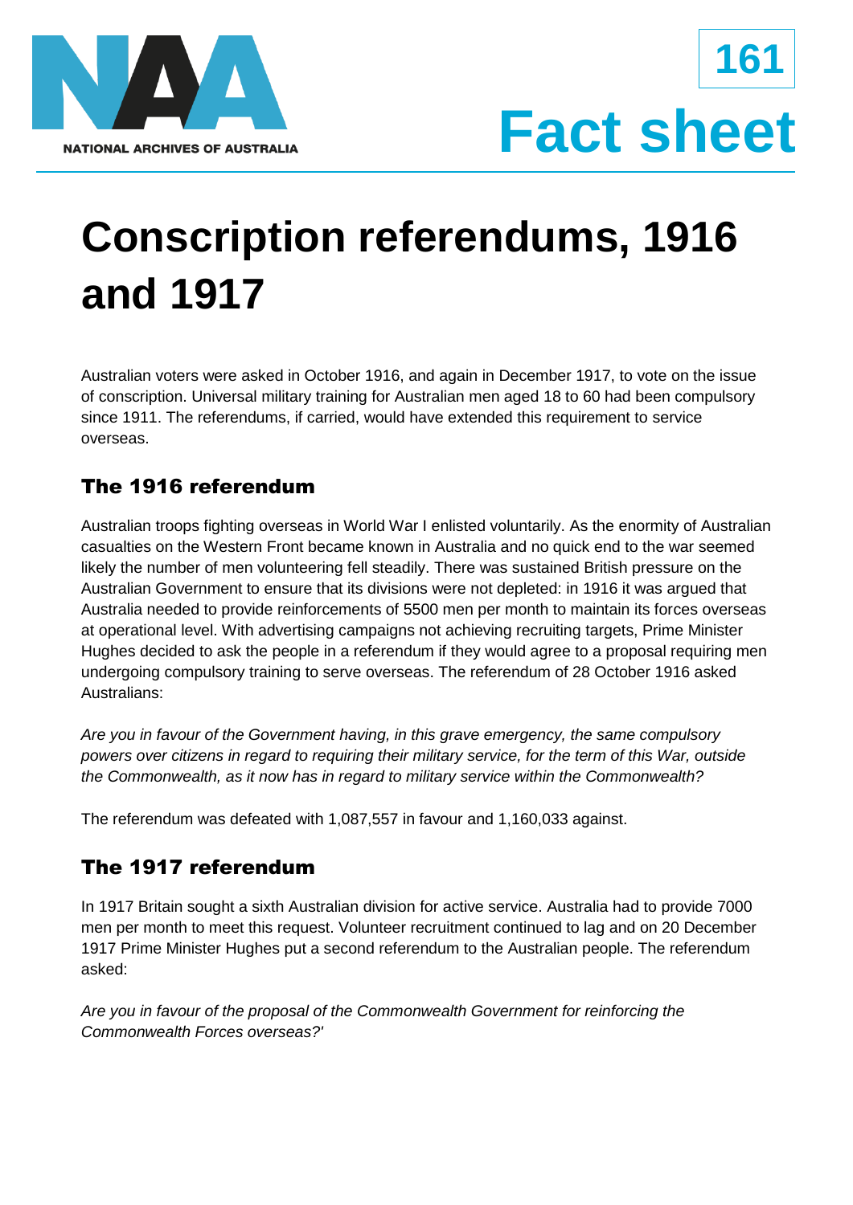NATIONAL ARCHIVES OF AUSTRALIA

161

Fact sheet

# Conscription referendums, 1916 and 1917

Australian voters were asked in October 1916, and again in December 1917, to vote on the issue of conscription. Universal military training for Australian men aged 18 to 60 had been compulsory since 1911. The referendums, if carried, would have extended this requirement to service overseas.

## The 1916 referendum

Australian troops fighting overseas in World War I enlisted voluntarily. As the enormity of Australian casualties on the Western Front became known in Australia and no quick end to the war seemed likely the number of men volunteering fell steadily. There was sustained British pressure on the Australian Government to ensure that its divisions were not depleted: in 1916 it was argued that Australia needed to provide reinforcements of 5500 men per month to maintain its forces overseas at operational level. With advertising campaigns not achieving recruiting targets, Prime Minister Hughes decided to ask the people in a referendum if they would agree to a proposal requiring men undergoing compulsory training to serve overseas. The referendum of 28 October 1916 asked Australians:

*Are you in favour of the Government having, in this grave emergency, the same compulsory powers over citizens in regard to requiring their military service, for the term of this War, outside the Commonwealth, as it now has in regard to military service within the Commonwealth?*

The referendum was defeated with 1,087,557 in favour and 1,160,033 against.

## The 1917 referendum

In 1917 Britain sought a sixth Australian division for active service. Australia had to provide 7000 men per month to meet this request. Volunteer recruitment continued to lag and on 20 December 1917 Prime Minister Hughes put a second referendum to the Australian people. The referendum asked:

*Are you in favour of the proposal of the Commonwealth Government for reinforcing the Commonwealth Forces overseas?'*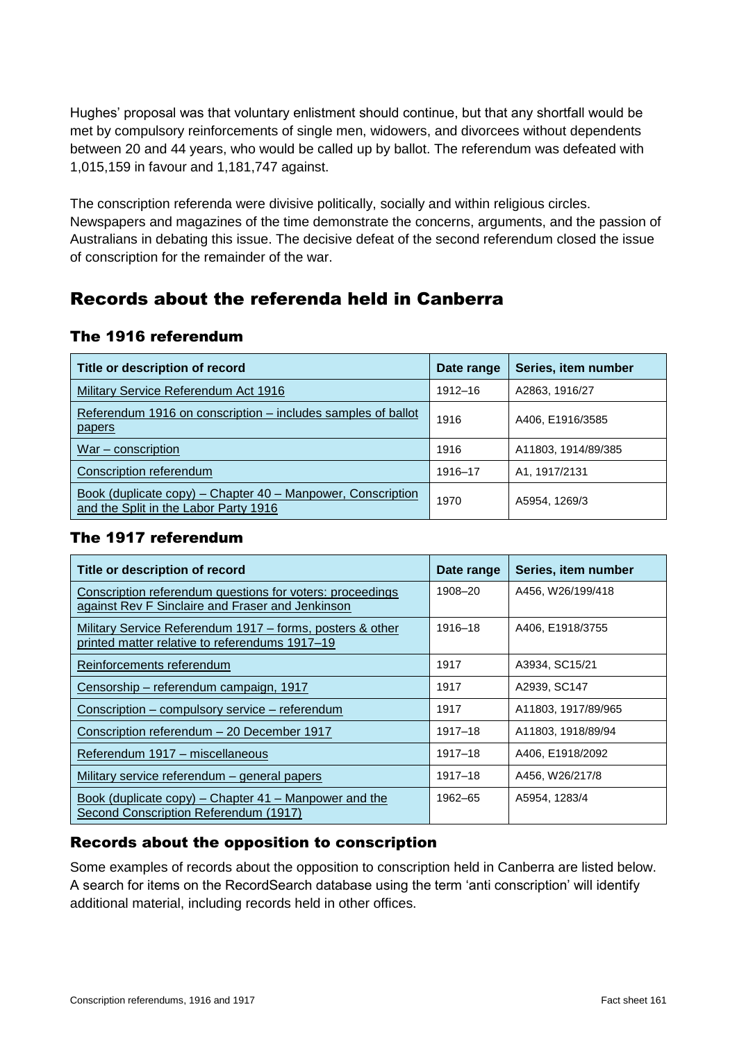Hughes' proposal was that voluntary enlistment should continue, but that any shortfall would be met by compulsory reinforcements of single men, widowers, and divorcees without dependents between 20 and 44 years, who would be called up by ballot. The referendum was defeated with 1,015,159 in favour and 1,181,747 against.

The conscription referenda were divisive politically, socially and within religious circles. Newspapers and magazines of the time demonstrate the concerns, arguments, and the passion of Australians in debating this issue. The decisive defeat of the second referendum closed the issue of conscription for the remainder of the war.

## Records about the referenda held in Canberra

### The 1916 referendum

| Title or description of record | Date range | Series, item number |
|---|---|---|
| Military Service Referendum Act 1916 | 1912–16 | A2863, 1916/27 |
| Referendum 1916 on conscription – includes samples of ballot papers | 1916 | A406, E1916/3585 |
| War – conscription | 1916 | A11803, 1914/89/385 |
| Conscription referendum | 1916–17 | A1, 1917/2131 |
| Book (duplicate copy) – Chapter 40 – Manpower, Conscription and the Split in the Labor Party 1916 | 1970 | A5954, 1269/3 |

### The 1917 referendum

| Title or description of record | Date range | Series, item number |
|---|---|---|
| Conscription referendum questions for voters: proceedings against Rev F Sinclaire and Fraser and Jenkinson | 1908–20 | A456, W26/199/418 |
| Military Service Referendum 1917 – forms, posters & other printed matter relative to referendums 1917–19 | 1916–18 | A406, E1918/3755 |
| Reinforcements referendum | 1917 | A3934, SC15/21 |
| Censorship – referendum campaign, 1917 | 1917 | A2939, SC147 |
| Conscription – compulsory service – referendum | 1917 | A11803, 1917/89/965 |
| Conscription referendum – 20 December 1917 | 1917–18 | A11803, 1918/89/94 |
| Referendum 1917 – miscellaneous | 1917–18 | A406, E1918/2092 |
| Military service referendum – general papers | 1917–18 | A456, W26/217/8 |
| Book (duplicate copy) – Chapter 41 – Manpower and the Second Conscription Referendum (1917) | 1962–65 | A5954, 1283/4 |

### Records about the opposition to conscription

Some examples of records about the opposition to conscription held in Canberra are listed below. A search for items on the RecordSearch database using the term 'anti conscription' will identify additional material, including records held in other offices.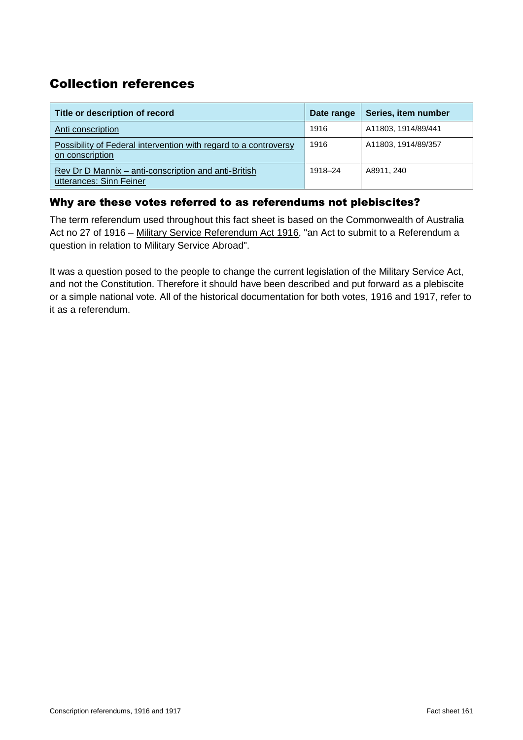## Collection references

| Title or description of record | Date range | Series, item number |
| --- | --- | --- |
| Anti conscription | 1916 | A11803, 1914/89/441 |
| Possibility of Federal intervention with regard to a controversy on conscription | 1916 | A11803, 1914/89/357 |
| Rev Dr D Mannix – anti-conscription and anti-British utterances: Sinn Feiner | 1918–24 | A8911, 240 |

### Why are these votes referred to as referendums not plebiscites?

The term referendum used throughout this fact sheet is based on the Commonwealth of Australia Act no 27 of 1916 – Military Service Referendum Act 1916, "an Act to submit to a Referendum a question in relation to Military Service Abroad".

It was a question posed to the people to change the current legislation of the Military Service Act, and not the Constitution. Therefore it should have been described and put forward as a plebiscite or a simple national vote. All of the historical documentation for both votes, 1916 and 1917, refer to it as a referendum.